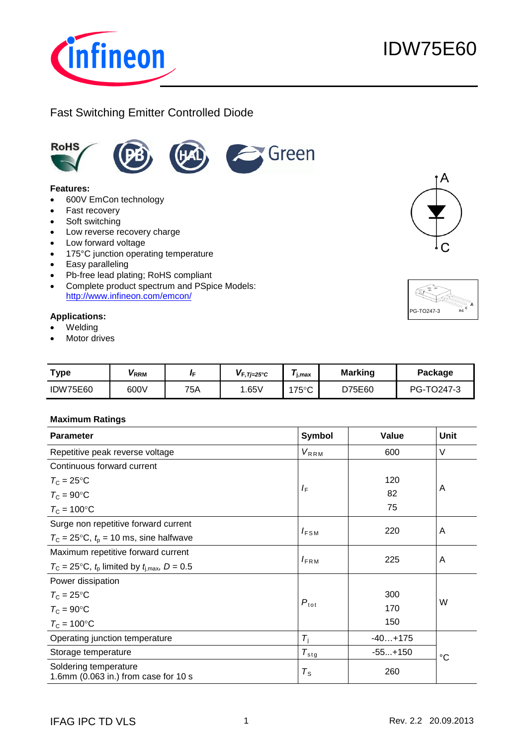# IDW75E60

## Fast Switching Emitter Controlled Diode

**Features:**

- 600V EmCon technology
- Fast recovery
- Soft switching
- Low reverse recovery charge
- Low forward voltage
- 175°C junction operating temperature
- Easy paralleling
- Pb-free lead plating; RoHS compliant
- Complete product spectrum and PSpice Models: http://www.infineon.com/emcon/

**Applications:**

- Welding
- Motor drives

| Type | $V_{RRM}$ | $I_F$ | $V_{F,Tj=25°C}$ | $T_{j,max}$ | Marking | Package |
|---|---|---|---|---|---|---|
| IDW75E60 | 600V | 75A | 1.65V | 175°C | D75E60 | PG-TO247-3 |

**Maximum Ratings**

| Parameter | Symbol | Value | Unit |
|---|---|---|---|
| Repetitive peak reverse voltage | $V_{RRM}$ | 600 | V |
| Continuous forward current<br>$T_C$ = 25°C<br>$T_C$ = 90°C<br>$T_C$ = 100°C | $I_F$ | <br>120<br>82<br>75 | A |
| Surge non repetitive forward current<br>$T_C$ = 25°C, $t_p$ = 10 ms, sine halfwave | $I_{FSM}$ | 220 | A |
| Maximum repetitive forward current<br>$T_C$ = 25°C, $t_p$ limited by $t_{j,max}$, $D$ = 0.5 | $I_{FRM}$ | 225 | A |
| Power dissipation<br>$T_C$ = 25°C<br>$T_C$ = 90°C<br>$T_C$ = 100°C | $P_{tot}$ | <br>300<br>170<br>150 | W |
| Operating junction temperature | $T_j$ | -40...+175 | °C |
| Storage temperature | $T_{stg}$ | -55...+150 | °C |
| Soldering temperature<br>1.6mm (0.063 in.) from case for 10 s | $T_S$ | 260 | °C |

IFAG IPC TD VLS　　Rev. 2.2　20.09.2013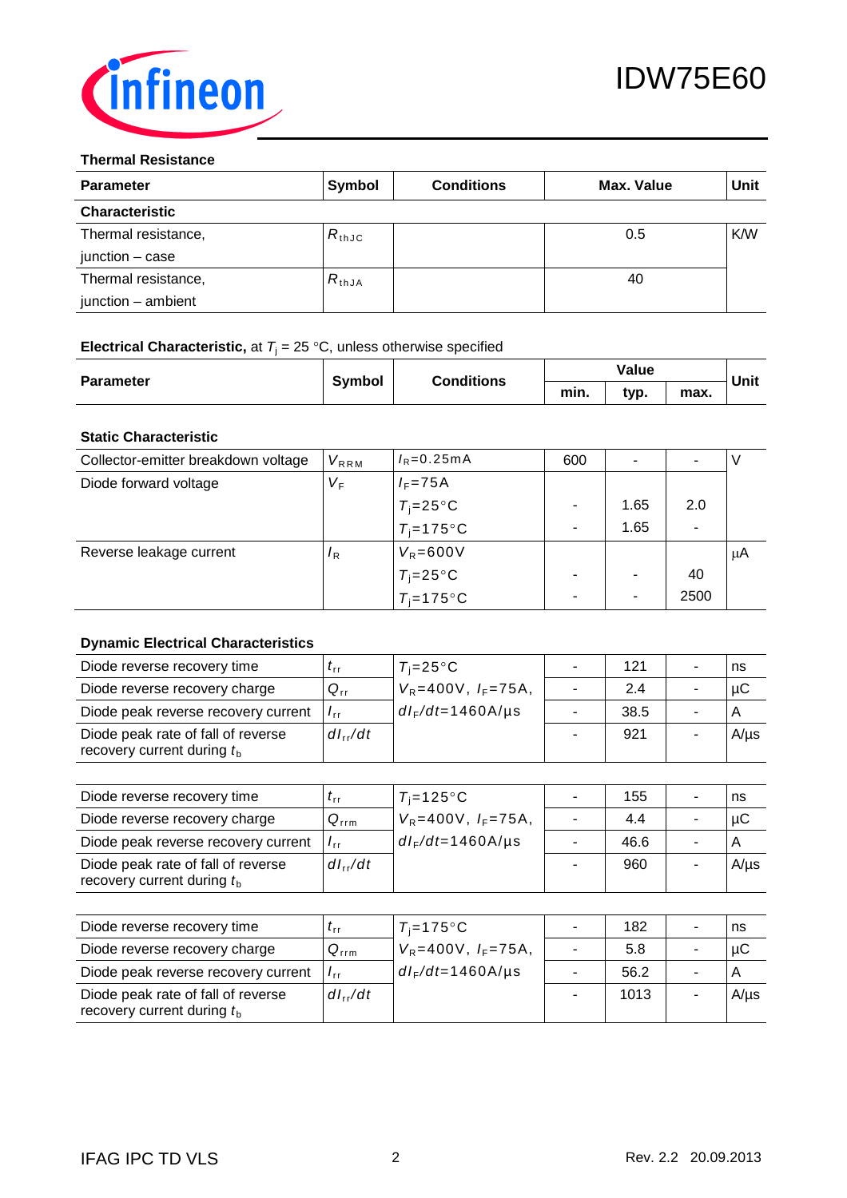### Thermal Resistance

| Parameter | Symbol | Conditions | Max. Value | Unit |
|---|---|---|---|---|
| **Characteristic** | | | | |
| Thermal resistance, junction – case | $R_{thJC}$ | | 0.5 | K/W |
| Thermal resistance, junction – ambient | $R_{thJA}$ | | 40 | |

**Electrical Characteristic,** at $T_j$ = 25 °C, unless otherwise specified

| Parameter | Symbol | Conditions | Value | | | Unit |
|---|---|---|---|---|---|---|
| | | | min. | typ. | max. | |
| **Static Characteristic** | | | | | | |
| Collector-emitter breakdown voltage | $V_{RRM}$ | $I_R$=0.25mA | 600 | - | - | V |
| Diode forward voltage | $V_F$ | $I_F$=75A | | | | |
| | | $T_j$=25°C | - | 1.65 | 2.0 | |
| | | $T_j$=175°C | - | 1.65 | - | |
| Reverse leakage current | $I_R$ | $V_R$=600V | | | | µA |
| | | $T_j$=25°C | - | - | 40 | |
| | | $T_j$=175°C | - | - | 2500 | |

**Dynamic Electrical Characteristics**

| Parameter | Symbol | Conditions | min. | typ. | max. | Unit |
|---|---|---|---|---|---|---|
| Diode reverse recovery time | $t_{rr}$ | $T_j$=25°C | - | 121 | - | ns |
| Diode reverse recovery charge | $Q_{rr}$ | $V_R$=400V, $I_F$=75A, | - | 2.4 | - | µC |
| Diode peak reverse recovery current | $I_{rr}$ | $dI_F/dt$=1460A/µs | - | 38.5 | - | A |
| Diode peak rate of fall of reverse recovery current during $t_b$ | $dI_{rr}/dt$ | | - | 921 | - | A/µs |
| Diode reverse recovery time | $t_{rr}$ | $T_j$=125°C | - | 155 | - | ns |
| Diode reverse recovery charge | $Q_{rrm}$ | $V_R$=400V, $I_F$=75A, | - | 4.4 | - | µC |
| Diode peak reverse recovery current | $I_{rr}$ | $dI_F/dt$=1460A/µs | - | 46.6 | - | A |
| Diode peak rate of fall of reverse recovery current during $t_b$ | $dI_{rr}/dt$ | | - | 960 | - | A/µs |
| Diode reverse recovery time | $t_{rr}$ | $T_j$=175°C | - | 182 | - | ns |
| Diode reverse recovery charge | $Q_{rrm}$ | $V_R$=400V, $I_F$=75A, | - | 5.8 | - | µC |
| Diode peak reverse recovery current | $I_{rr}$ | $dI_F/dt$=1460A/µs | - | 56.2 | - | A |
| Diode peak rate of fall of reverse recovery current during $t_b$ | $dI_{rr}/dt$ | | - | 1013 | - | A/µs |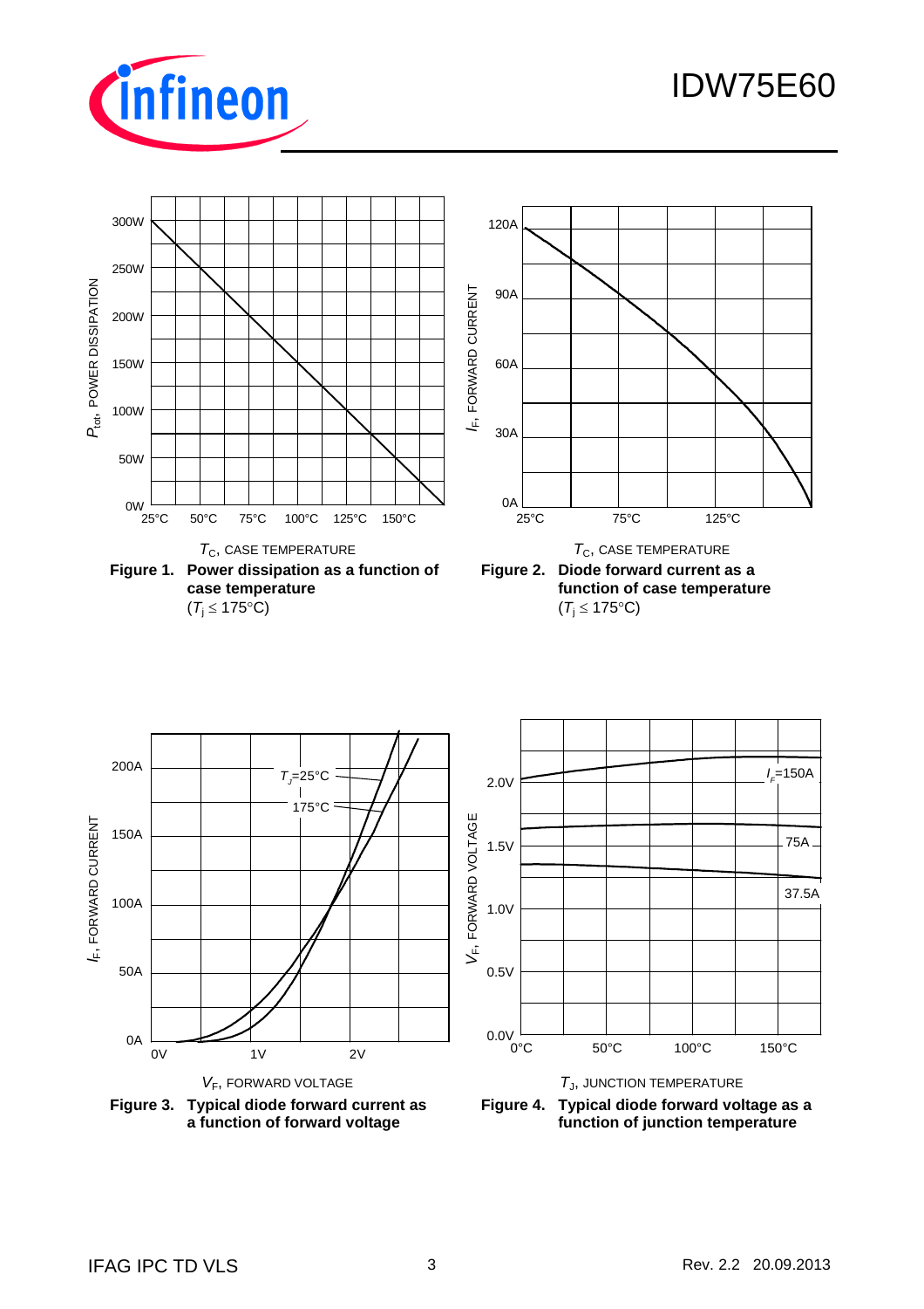Figure 1. Power dissipation as a function of case temperature ($T_j \leq 175°C$)

Figure 2. Diode forward current as a function of case temperature ($T_j \leq 175°C$)

Figure 3. Typical diode forward current as a function of forward voltage

Figure 4. Typical diode forward voltage as a function of junction temperature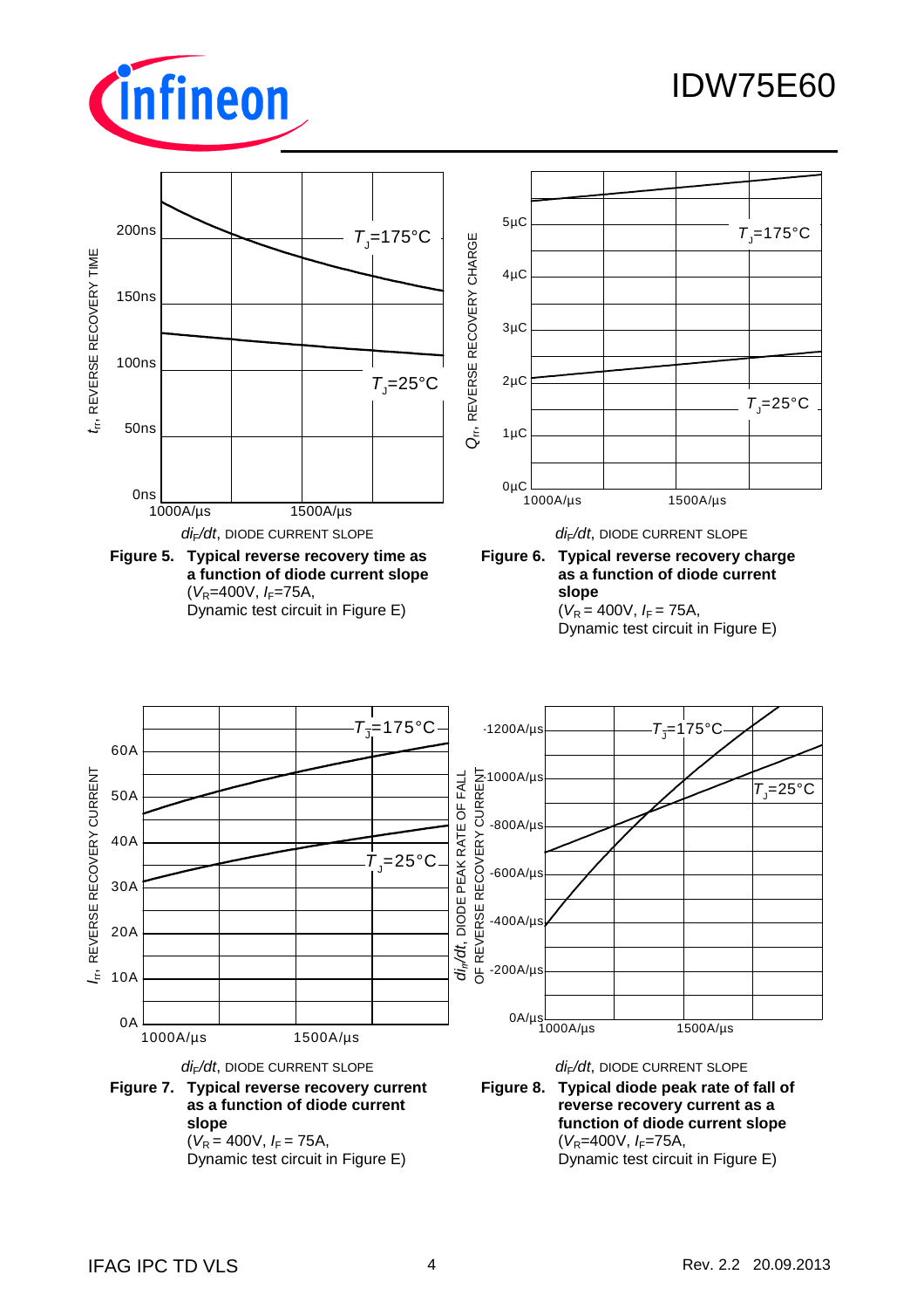**Figure 5. Typical reverse recovery time as a function of diode current slope**
($V_R$=400V, $I_F$=75A,
Dynamic test circuit in Figure E)

**Figure 6. Typical reverse recovery charge as a function of diode current slope**
($V_R$ = 400V, $I_F$ = 75A,
Dynamic test circuit in Figure E)

**Figure 7. Typical reverse recovery current as a function of diode current slope**
($V_R$ = 400V, $I_F$ = 75A,
Dynamic test circuit in Figure E)

**Figure 8. Typical diode peak rate of fall of reverse recovery current as a function of diode current slope**
($V_R$=400V, $I_F$=75A,
Dynamic test circuit in Figure E)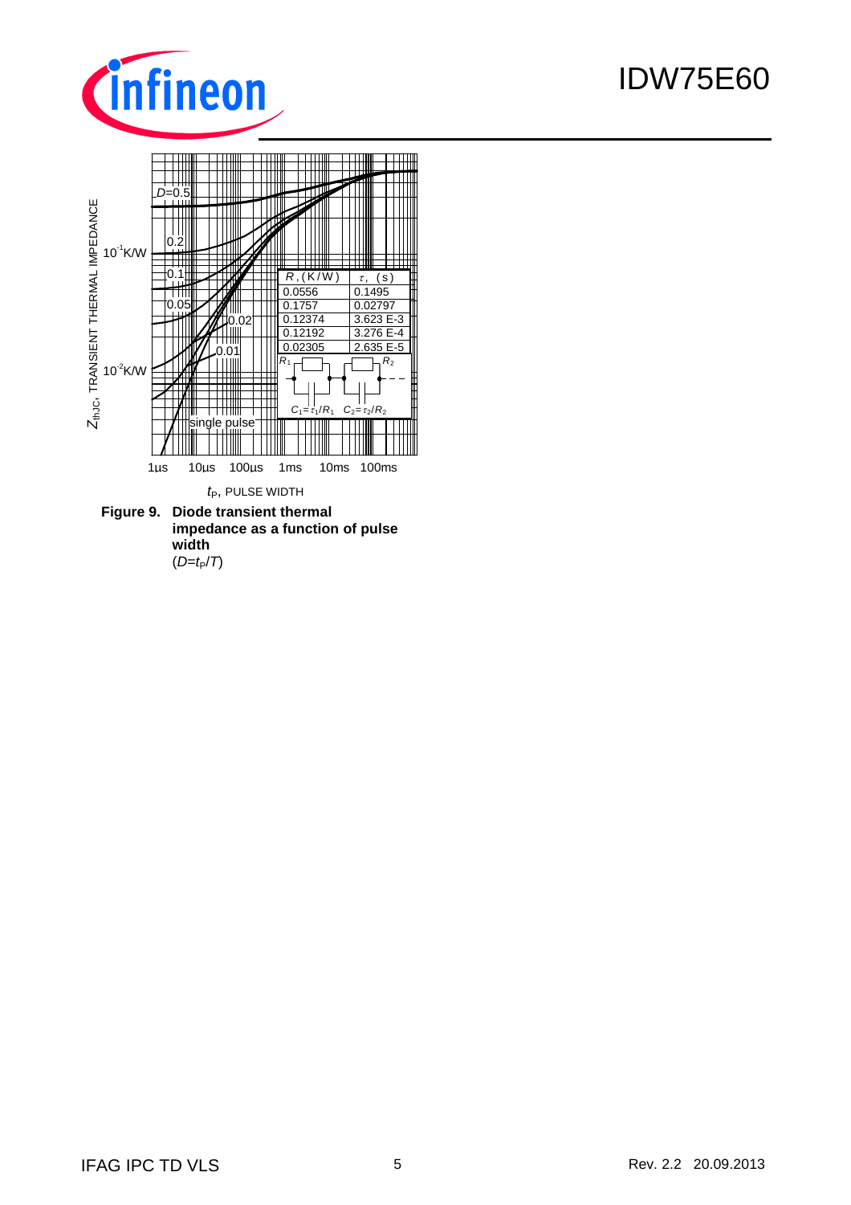| $R$, (K/W) | $\tau$, (s) |
|---|---|
| 0.0556 | 0.1495 |
| 0.1757 | 0.02797 |
| 0.12374 | 3.623 E-3 |
| 0.12192 | 3.276 E-4 |
| 0.02305 | 2.635 E-5 |

$C_1=\tau_1/R_1$  $C_2=\tau_2/R_2$

$Z_{thJC}$, TRANSIENT THERMAL IMPEDANCE

$t_P$, PULSE WIDTH

**Figure 9. Diode transient thermal impedance as a function of pulse width**
($D=t_P/T$)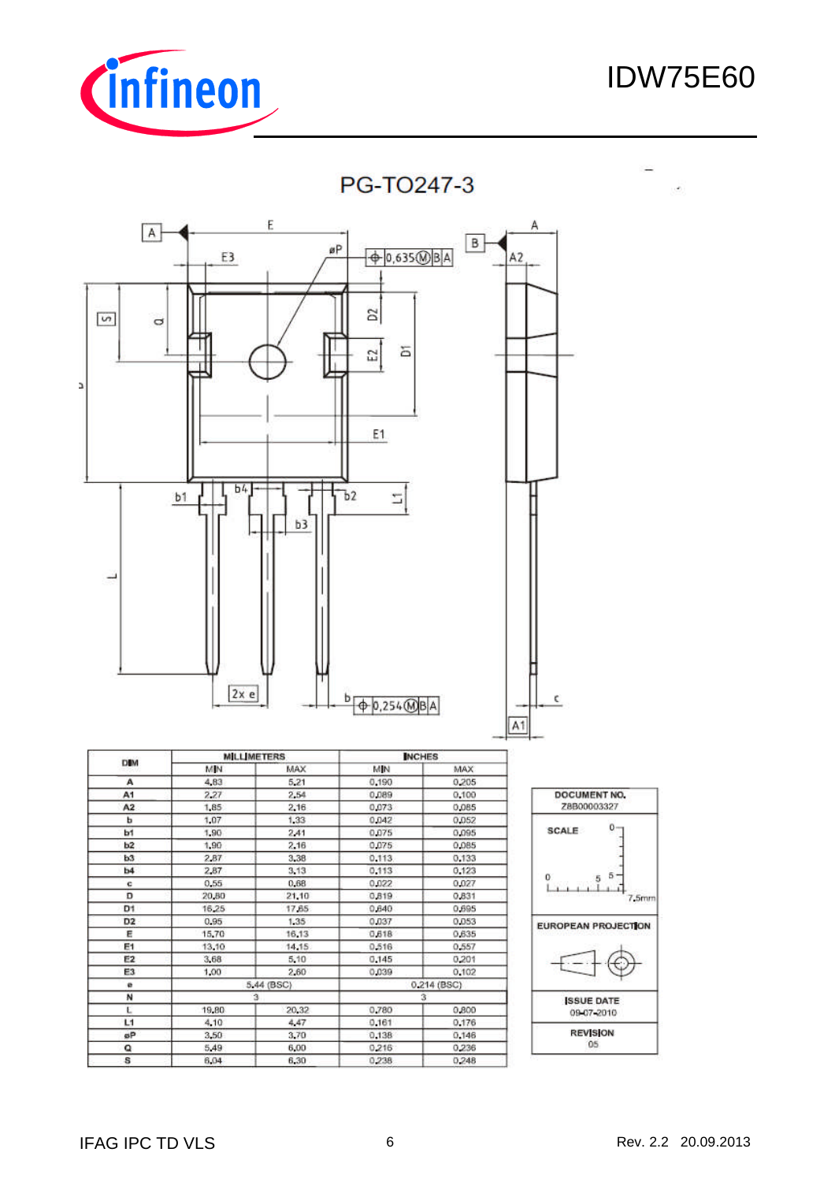# PG-TO247-3

| DIM | MILLIMETERS | | INCHES | |
|---|---|---|---|---|
| | MIN | MAX | MIN | MAX |
| A | 4.83 | 5.21 | 0.190 | 0.205 |
| A1 | 2.27 | 2.54 | 0.089 | 0.100 |
| A2 | 1.85 | 2.16 | 0.073 | 0.085 |
| b | 1.07 | 1.33 | 0.042 | 0.052 |
| b1 | 1.90 | 2.41 | 0.075 | 0.095 |
| b2 | 1.90 | 2.16 | 0.075 | 0.085 |
| b3 | 2.87 | 3.38 | 0.113 | 0.133 |
| b4 | 2.87 | 3.13 | 0.113 | 0.123 |
| c | 0.55 | 0.68 | 0.022 | 0.027 |
| D | 20.80 | 21.10 | 0.819 | 0.831 |
| D1 | 16.25 | 17.65 | 0.640 | 0.695 |
| D2 | 0.95 | 1.35 | 0.037 | 0.053 |
| E | 15.70 | 16.13 | 0.618 | 0.635 |
| E1 | 13.10 | 14.15 | 0.516 | 0.557 |
| E2 | 3.68 | 5.10 | 0.145 | 0.201 |
| E3 | 1.00 | 2.60 | 0.039 | 0.102 |
| e | 5.44 (BSC) | | 0.214 (BSC) | |
| N | 3 | | 3 | |
| L | 19.80 | 20.32 | 0.780 | 0.800 |
| L1 | 4.10 | 4.47 | 0.161 | 0.176 |
| øP | 3.50 | 3.70 | 0.138 | 0.146 |
| Q | 5.49 | 6.00 | 0.216 | 0.236 |
| S | 6.04 | 6.30 | 0.238 | 0.248 |

DOCUMENT NO.
Z8B00003327

SCALE 0 – 5 – 7.5mm

EUROPEAN PROJECTION

ISSUE DATE
09-07-2010

REVISION
05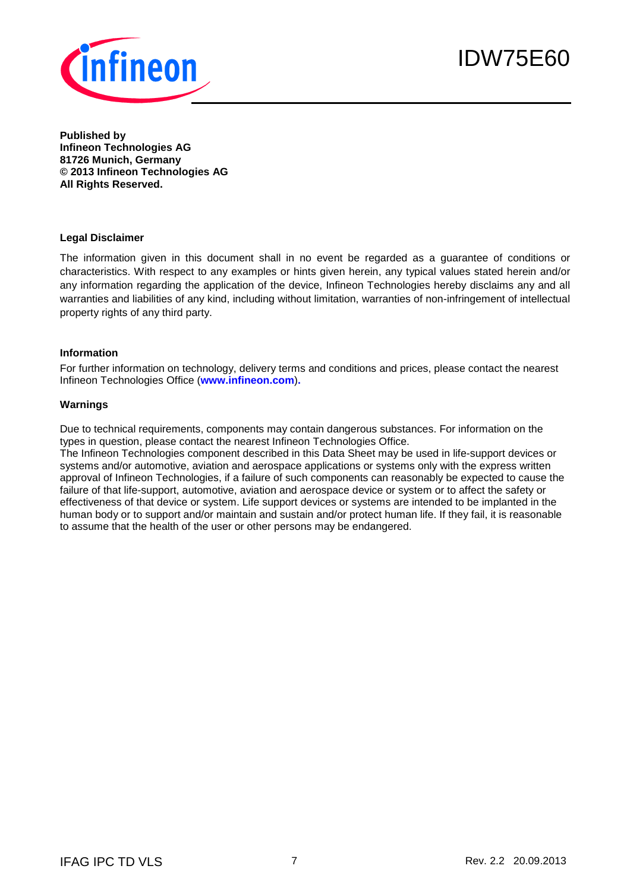**Published by**
**Infineon Technologies AG**
**81726 Munich, Germany**
**© 2013 Infineon Technologies AG**
**All Rights Reserved.**

**Legal Disclaimer**

The information given in this document shall in no event be regarded as a guarantee of conditions or characteristics. With respect to any examples or hints given herein, any typical values stated herein and/or any information regarding the application of the device, Infineon Technologies hereby disclaims any and all warranties and liabilities of any kind, including without limitation, warranties of non-infringement of intellectual property rights of any third party.

**Information**

For further information on technology, delivery terms and conditions and prices, please contact the nearest Infineon Technologies Office (**www.infineon.com**).

**Warnings**

Due to technical requirements, components may contain dangerous substances. For information on the types in question, please contact the nearest Infineon Technologies Office.
The Infineon Technologies component described in this Data Sheet may be used in life-support devices or systems and/or automotive, aviation and aerospace applications or systems only with the express written approval of Infineon Technologies, if a failure of such components can reasonably be expected to cause the failure of that life-support, automotive, aviation and aerospace device or system or to affect the safety or effectiveness of that device or system. Life support devices or systems are intended to be implanted in the human body or to support and/or maintain and sustain and/or protect human life. If they fail, it is reasonable to assume that the health of the user or other persons may be endangered.